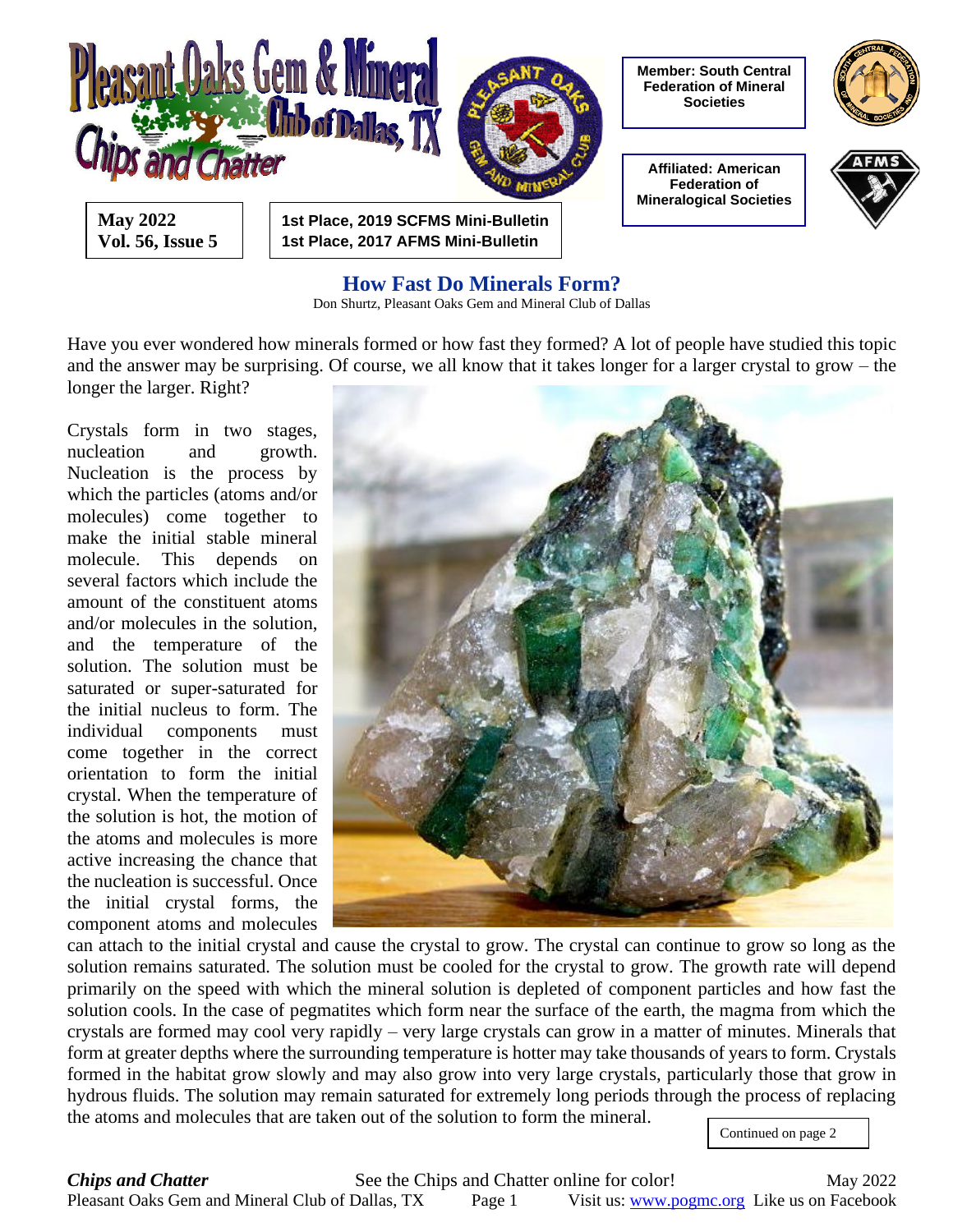# Pleasant Oaks Gem & Mineral Club of Dallas, TX

## Chips and Chatter

**May 2022**
**Vol. 56, Issue 5**

**1st Place, 2019 SCFMS Mini-Bulletin**
**1st Place, 2017 AFMS Mini-Bulletin**

**Member: South Central Federation of Mineral Societies**

**Affiliated: American Federation of Mineralogical Societies**

## How Fast Do Minerals Form?

Don Shurtz, Pleasant Oaks Gem and Mineral Club of Dallas

Have you ever wondered how minerals formed or how fast they formed? A lot of people have studied this topic and the answer may be surprising. Of course, we all know that it takes longer for a larger crystal to grow – the longer the larger. Right?

Crystals form in two stages, nucleation and growth. Nucleation is the process by which the particles (atoms and/or molecules) come together to make the initial stable mineral molecule. This depends on several factors which include the amount of the constituent atoms and/or molecules in the solution, and the temperature of the solution. The solution must be saturated or super-saturated for the initial nucleus to form. The individual components must come together in the correct orientation to form the initial crystal. When the temperature of the solution is hot, the motion of the atoms and molecules is more active increasing the chance that the nucleation is successful. Once the initial crystal forms, the component atoms and molecules can attach to the initial crystal and cause the crystal to grow. The crystal can continue to grow so long as the solution remains saturated. The solution must be cooled for the crystal to grow. The growth rate will depend primarily on the speed with which the mineral solution is depleted of component particles and how fast the solution cools. In the case of pegmatites which form near the surface of the earth, the magma from which the crystals are formed may cool very rapidly – very large crystals can grow in a matter of minutes. Minerals that form at greater depths where the surrounding temperature is hotter may take thousands of years to form. Crystals formed in the habitat grow slowly and may also grow into very large crystals, particularly those that grow in hydrous fluids. The solution may remain saturated for extremely long periods through the process of replacing the atoms and molecules that are taken out of the solution to form the mineral.

Continued on page 2

See the Chips and Chatter online for color!

Visit us: www.pogmc.org Like us on Facebook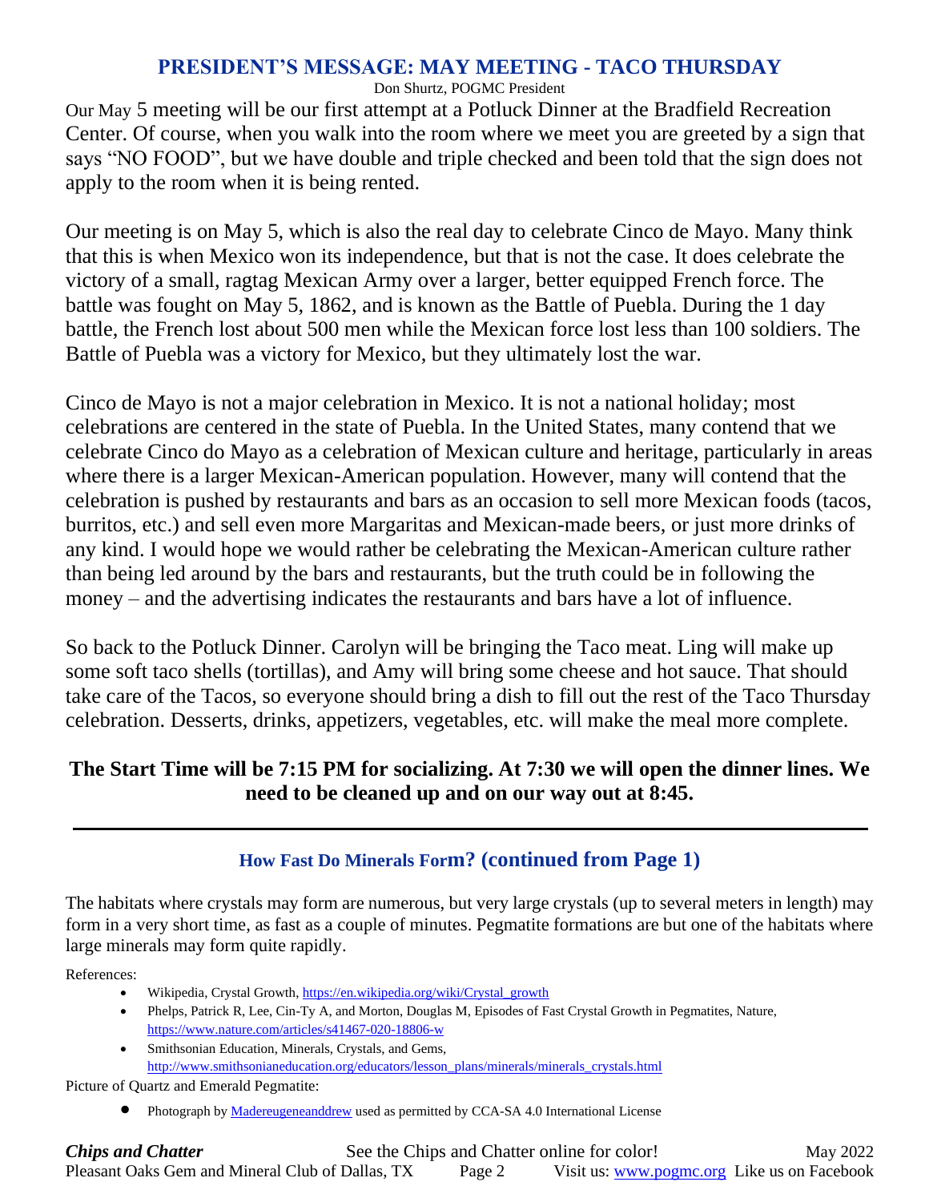## PRESIDENT'S MESSAGE: MAY MEETING - TACO THURSDAY

Don Shurtz, POGMC President

Our May 5 meeting will be our first attempt at a Potluck Dinner at the Bradfield Recreation Center. Of course, when you walk into the room where we meet you are greeted by a sign that says "NO FOOD", but we have double and triple checked and been told that the sign does not apply to the room when it is being rented.

Our meeting is on May 5, which is also the real day to celebrate Cinco de Mayo. Many think that this is when Mexico won its independence, but that is not the case. It does celebrate the victory of a small, ragtag Mexican Army over a larger, better equipped French force. The battle was fought on May 5, 1862, and is known as the Battle of Puebla. During the 1 day battle, the French lost about 500 men while the Mexican force lost less than 100 soldiers. The Battle of Puebla was a victory for Mexico, but they ultimately lost the war.

Cinco de Mayo is not a major celebration in Mexico. It is not a national holiday; most celebrations are centered in the state of Puebla. In the United States, many contend that we celebrate Cinco do Mayo as a celebration of Mexican culture and heritage, particularly in areas where there is a larger Mexican-American population. However, many will contend that the celebration is pushed by restaurants and bars as an occasion to sell more Mexican foods (tacos, burritos, etc.) and sell even more Margaritas and Mexican-made beers, or just more drinks of any kind. I would hope we would rather be celebrating the Mexican-American culture rather than being led around by the bars and restaurants, but the truth could be in following the money – and the advertising indicates the restaurants and bars have a lot of influence.

So back to the Potluck Dinner. Carolyn will be bringing the Taco meat. Ling will make up some soft taco shells (tortillas), and Amy will bring some cheese and hot sauce. That should take care of the Tacos, so everyone should bring a dish to fill out the rest of the Taco Thursday celebration. Desserts, drinks, appetizers, vegetables, etc. will make the meal more complete.

**The Start Time will be 7:15 PM for socializing. At 7:30 we will open the dinner lines. We need to be cleaned up and on our way out at 8:45.**

---

## How Fast Do Minerals Form? (continued from Page 1)

The habitats where crystals may form are numerous, but very large crystals (up to several meters in length) may form in a very short time, as fast as a couple of minutes. Pegmatite formations are but one of the habitats where large minerals may form quite rapidly.

References:

- Wikipedia, Crystal Growth, https://en.wikipedia.org/wiki/Crystal_growth
- Phelps, Patrick R, Lee, Cin-Ty A, and Morton, Douglas M, Episodes of Fast Crystal Growth in Pegmatites, Nature, https://www.nature.com/articles/s41467-020-18806-w
- Smithsonian Education, Minerals, Crystals, and Gems, http://www.smithsonianeducation.org/educators/lesson_plans/minerals/minerals_crystals.html

Picture of Quartz and Emerald Pegmatite:

- Photograph by Madereugeneanddrew used as permitted by CCA-SA 4.0 International License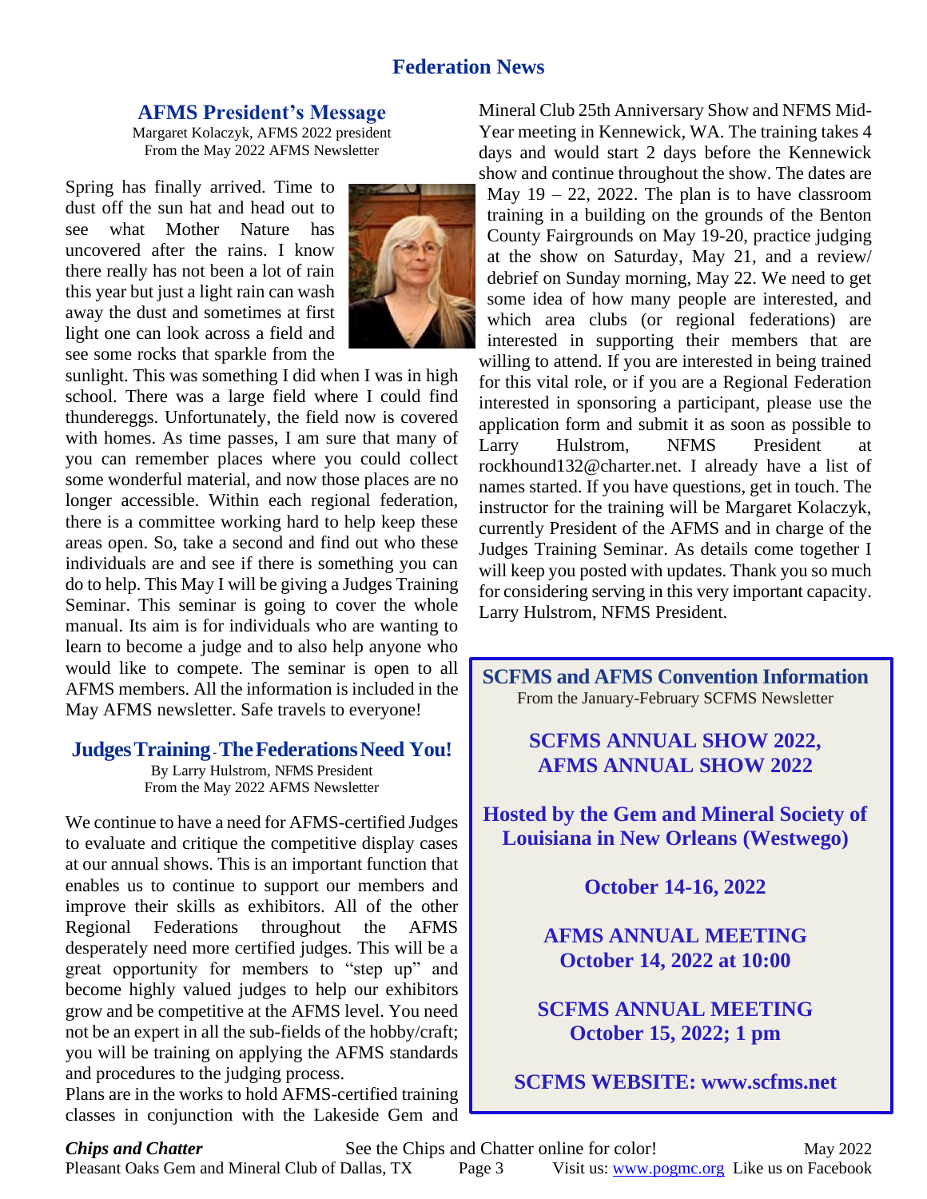# Federation News

## AFMS President's Message

Margaret Kolaczyk, AFMS 2022 president
From the May 2022 AFMS Newsletter

Spring has finally arrived. Time to dust off the sun hat and head out to see what Mother Nature has uncovered after the rains. I know there really has not been a lot of rain this year but just a light rain can wash away the dust and sometimes at first light one can look across a field and see some rocks that sparkle from the sunlight. This was something I did when I was in high school. There was a large field where I could find thundereggs. Unfortunately, the field now is covered with homes. As time passes, I am sure that many of you can remember places where you could collect some wonderful material, and now those places are no longer accessible. Within each regional federation, there is a committee working hard to help keep these areas open. So, take a second and find out who these individuals are and see if there is something you can do to help. This May I will be giving a Judges Training Seminar. This seminar is going to cover the whole manual. Its aim is for individuals who are wanting to learn to become a judge and to also help anyone who would like to compete. The seminar is open to all AFMS members. All the information is included in the May AFMS newsletter. Safe travels to everyone!

## Judges Training - The Federations Need You!

By Larry Hulstrom, NFMS President
From the May 2022 AFMS Newsletter

We continue to have a need for AFMS-certified Judges to evaluate and critique the competitive display cases at our annual shows. This is an important function that enables us to continue to support our members and improve their skills as exhibitors. All of the other Regional Federations throughout the AFMS desperately need more certified judges. This will be a great opportunity for members to "step up" and become highly valued judges to help our exhibitors grow and be competitive at the AFMS level. You need not be an expert in all the sub-fields of the hobby/craft; you will be training on applying the AFMS standards and procedures to the judging process.

Plans are in the works to hold AFMS-certified training classes in conjunction with the Lakeside Gem and Mineral Club 25th Anniversary Show and NFMS Mid-Year meeting in Kennewick, WA. The training takes 4 days and would start 2 days before the Kennewick show and continue throughout the show. The dates are May 19 – 22, 2022. The plan is to have classroom training in a building on the grounds of the Benton County Fairgrounds on May 19-20, practice judging at the show on Saturday, May 21, and a review/debrief on Sunday morning, May 22. We need to get some idea of how many people are interested, and which area clubs (or regional federations) are interested in supporting their members that are willing to attend. If you are interested in being trained for this vital role, or if you are a Regional Federation interested in sponsoring a participant, please use the application form and submit it as soon as possible to Larry Hulstrom, NFMS President at rockhound132@charter.net. I already have a list of names started. If you have questions, get in touch. The instructor for the training will be Margaret Kolaczyk, currently President of the AFMS and in charge of the Judges Training Seminar. As details come together I will keep you posted with updates. Thank you so much for considering serving in this very important capacity. Larry Hulstrom, NFMS President.

## SCFMS and AFMS Convention Information

From the January-February SCFMS Newsletter

**SCFMS ANNUAL SHOW 2022,**
**AFMS ANNUAL SHOW 2022**

**Hosted by the Gem and Mineral Society of Louisiana in New Orleans (Westwego)**

**October 14-16, 2022**

**AFMS ANNUAL MEETING**
**October 14, 2022 at 10:00**

**SCFMS ANNUAL MEETING**
**October 15, 2022; 1 pm**

**SCFMS WEBSITE: www.scfms.net**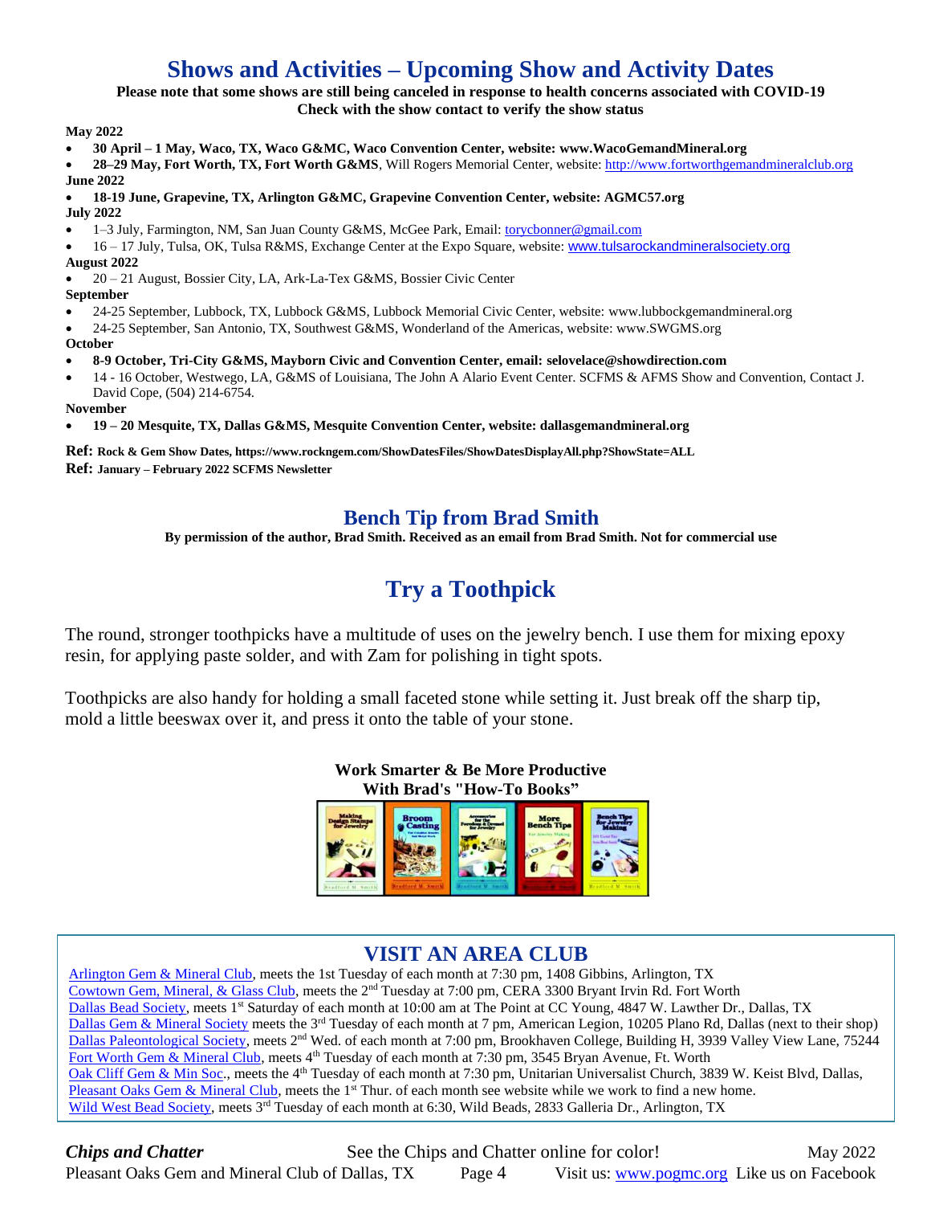# Shows and Activities – Upcoming Show and Activity Dates

**Please note that some shows are still being canceled in response to health concerns associated with COVID-19**
**Check with the show contact to verify the show status**

**May 2022**

- **30 April – 1 May, Waco, TX, Waco G&MC, Waco Convention Center, website: www.WacoGemandMineral.org**
- **28–29 May, Fort Worth, TX, Fort Worth G&MS**, Will Rogers Memorial Center, website: http://www.fortworthgemandmineralclub.org

**June 2022**

- **18-19 June, Grapevine, TX, Arlington G&MC, Grapevine Convention Center, website: AGMC57.org**

**July 2022**

- 1–3 July, Farmington, NM, San Juan County G&MS, McGee Park, Email: torycbonner@gmail.com
- 16 – 17 July, Tulsa, OK, Tulsa R&MS, Exchange Center at the Expo Square, website: www.tulsarockandmineralsociety.org

**August 2022**

- 20 – 21 August, Bossier City, LA, Ark-La-Tex G&MS, Bossier Civic Center

**September**

- 24-25 September, Lubbock, TX, Lubbock G&MS, Lubbock Memorial Civic Center, website: www.lubbockgemandmineral.org
- 24-25 September, San Antonio, TX, Southwest G&MS, Wonderland of the Americas, website: www.SWGMS.org

**October**

- **8-9 October, Tri-City G&MS, Mayborn Civic and Convention Center, email: selovelace@showdirection.com**
- 14 - 16 October, Westwego, LA, G&MS of Louisiana, The John A Alario Event Center. SCFMS & AFMS Show and Convention, Contact J. David Cope, (504) 214-6754.

**November**

- **19 – 20 Mesquite, TX, Dallas G&MS, Mesquite Convention Center, website: dallasgemandmineral.org**

**Ref: Rock & Gem Show Dates, https://www.rockngem.com/ShowDatesFiles/ShowDatesDisplayAll.php?ShowState=ALL**
**Ref: January – February 2022 SCFMS Newsletter**

## Bench Tip from Brad Smith

**By permission of the author, Brad Smith. Received as an email from Brad Smith. Not for commercial use**

## Try a Toothpick

The round, stronger toothpicks have a multitude of uses on the jewelry bench. I use them for mixing epoxy resin, for applying paste solder, and with Zam for polishing in tight spots.

Toothpicks are also handy for holding a small faceted stone while setting it. Just break off the sharp tip, mold a little beeswax over it, and press it onto the table of your stone.

**Work Smarter & Be More Productive**
**With Brad's "How-To Books"**

## VISIT AN AREA CLUB

Arlington Gem & Mineral Club, meets the 1st Tuesday of each month at 7:30 pm, 1408 Gibbins, Arlington, TX
Cowtown Gem, Mineral, & Glass Club, meets the 2nd Tuesday at 7:00 pm, CERA 3300 Bryant Irvin Rd. Fort Worth
Dallas Bead Society, meets 1st Saturday of each month at 10:00 am at The Point at CC Young, 4847 W. Lawther Dr., Dallas, TX
Dallas Gem & Mineral Society meets the 3rd Tuesday of each month at 7 pm, American Legion, 10205 Plano Rd, Dallas (next to their shop)
Dallas Paleontological Society, meets 2nd Wed. of each month at 7:00 pm, Brookhaven College, Building H, 3939 Valley View Lane, 75244
Fort Worth Gem & Mineral Club, meets 4th Tuesday of each month at 7:30 pm, 3545 Bryan Avenue, Ft. Worth
Oak Cliff Gem & Min Soc., meets the 4th Tuesday of each month at 7:30 pm, Unitarian Universalist Church, 3839 W. Keist Blvd, Dallas,
Pleasant Oaks Gem & Mineral Club, meets the 1st Thur. of each month see website while we work to find a new home.
Wild West Bead Society, meets 3rd Tuesday of each month at 6:30, Wild Beads, 2833 Galleria Dr., Arlington, TX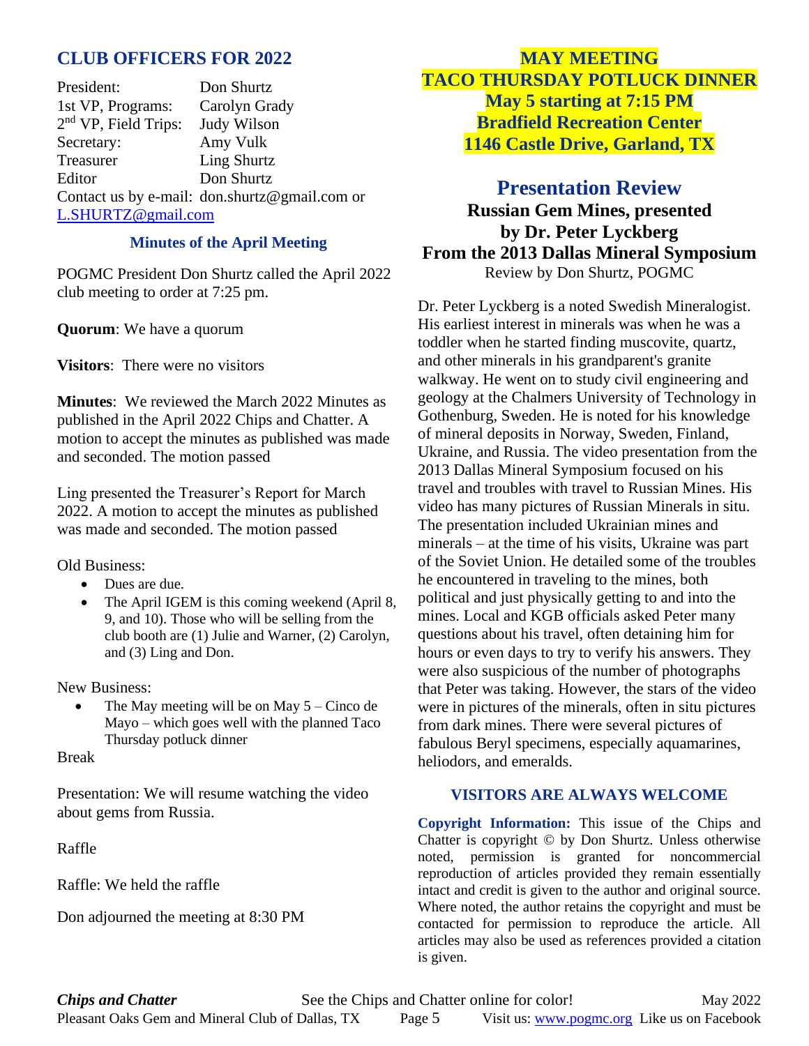## CLUB OFFICERS FOR 2022

President: Don Shurtz
1st VP, Programs: Carolyn Grady
2nd VP, Field Trips: Judy Wilson
Secretary: Amy Vulk
Treasurer Ling Shurtz
Editor Don Shurtz
Contact us by e-mail: don.shurtz@gmail.com or L.SHURTZ@gmail.com

### Minutes of the April Meeting

POGMC President Don Shurtz called the April 2022 club meeting to order at 7:25 pm.

**Quorum**: We have a quorum

**Visitors**: There were no visitors

**Minutes**: We reviewed the March 2022 Minutes as published in the April 2022 Chips and Chatter. A motion to accept the minutes as published was made and seconded. The motion passed

Ling presented the Treasurer's Report for March 2022. A motion to accept the minutes as published was made and seconded. The motion passed

Old Business:

- Dues are due.
- The April IGEM is this coming weekend (April 8, 9, and 10). Those who will be selling from the club booth are (1) Julie and Warner, (2) Carolyn, and (3) Ling and Don.

New Business:

- The May meeting will be on May 5 – Cinco de Mayo – which goes well with the planned Taco Thursday potluck dinner

Break

Presentation: We will resume watching the video about gems from Russia.

Raffle

Raffle: We held the raffle

Don adjourned the meeting at 8:30 PM

## MAY MEETING
## TACO THURSDAY POTLUCK DINNER
**May 5 starting at 7:15 PM**
**Bradfield Recreation Center**
**1146 Castle Drive, Garland, TX**

## Presentation Review
### Russian Gem Mines, presented by Dr. Peter Lyckberg From the 2013 Dallas Mineral Symposium
Review by Don Shurtz, POGMC

Dr. Peter Lyckberg is a noted Swedish Mineralogist. His earliest interest in minerals was when he was a toddler when he started finding muscovite, quartz, and other minerals in his grandparent's granite walkway. He went on to study civil engineering and geology at the Chalmers University of Technology in Gothenburg, Sweden. He is noted for his knowledge of mineral deposits in Norway, Sweden, Finland, Ukraine, and Russia. The video presentation from the 2013 Dallas Mineral Symposium focused on his travel and troubles with travel to Russian Mines. His video has many pictures of Russian Minerals in situ. The presentation included Ukrainian mines and minerals – at the time of his visits, Ukraine was part of the Soviet Union. He detailed some of the troubles he encountered in traveling to the mines, both political and just physically getting to and into the mines. Local and KGB officials asked Peter many questions about his travel, often detaining him for hours or even days to try to verify his answers. They were also suspicious of the number of photographs that Peter was taking. However, the stars of the video were in pictures of the minerals, often in situ pictures from dark mines. There were several pictures of fabulous Beryl specimens, especially aquamarines, heliodors, and emeralds.

### VISITORS ARE ALWAYS WELCOME

**Copyright Information:** This issue of the Chips and Chatter is copyright © by Don Shurtz. Unless otherwise noted, permission is granted for noncommercial reproduction of articles provided they remain essentially intact and credit is given to the author and original source. Where noted, the author retains the copyright and must be contacted for permission to reproduce the article. All articles may also be used as references provided a citation is given.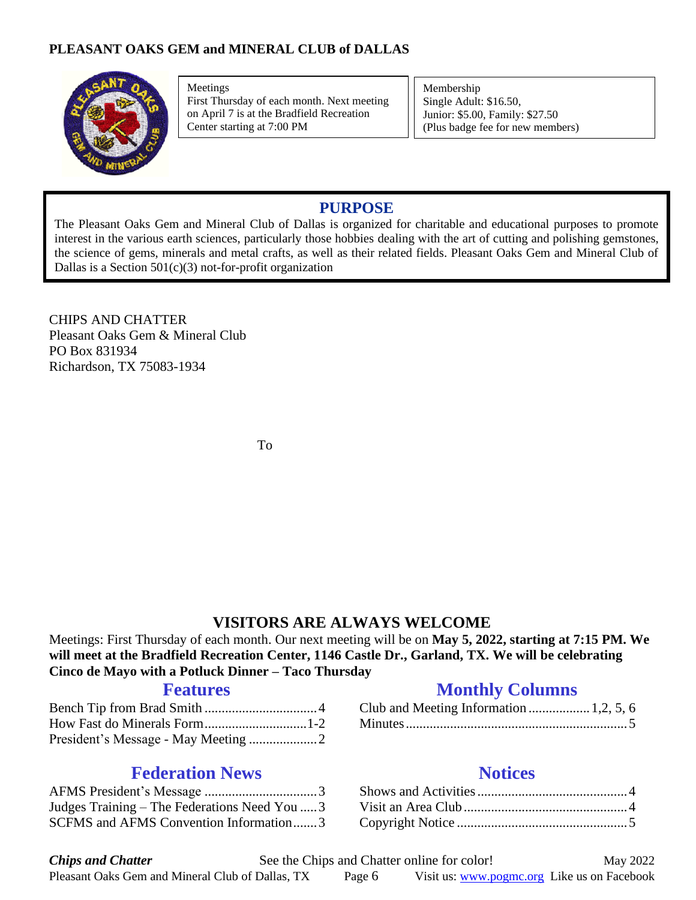**PLEASANT OAKS GEM and MINERAL CLUB of DALLAS**

Meetings
First Thursday of each month. Next meeting on April 7 is at the Bradfield Recreation Center starting at 7:00 PM

Membership
Single Adult: $16.50,
Junior: $5.00, Family: $27.50
(Plus badge fee for new members)

## PURPOSE

The Pleasant Oaks Gem and Mineral Club of Dallas is organized for charitable and educational purposes to promote interest in the various earth sciences, particularly those hobbies dealing with the art of cutting and polishing gemstones, the science of gems, minerals and metal crafts, as well as their related fields. Pleasant Oaks Gem and Mineral Club of Dallas is a Section 501(c)(3) not-for-profit organization

CHIPS AND CHATTER
Pleasant Oaks Gem & Mineral Club
PO Box 831934
Richardson, TX 75083-1934

To

## VISITORS ARE ALWAYS WELCOME

Meetings: First Thursday of each month. Our next meeting will be on **May 5, 2022, starting at 7:15 PM. We will meet at the Bradfield Recreation Center, 1146 Castle Dr., Garland, TX. We will be celebrating Cinco de Mayo with a Potluck Dinner – Taco Thursday**

### Features

Bench Tip from Brad Smith .......... 4
How Fast do Minerals Form .......... 1-2
President's Message - May Meeting .......... 2

### Monthly Columns

Club and Meeting Information .......... 1,2, 5, 6
Minutes .......... 5

### Federation News

AFMS President's Message .......... 3
Judges Training – The Federations Need You .......... 3
SCFMS and AFMS Convention Information .......... 3

### Notices

Shows and Activities .......... 4
Visit an Area Club .......... 4
Copyright Notice .......... 5